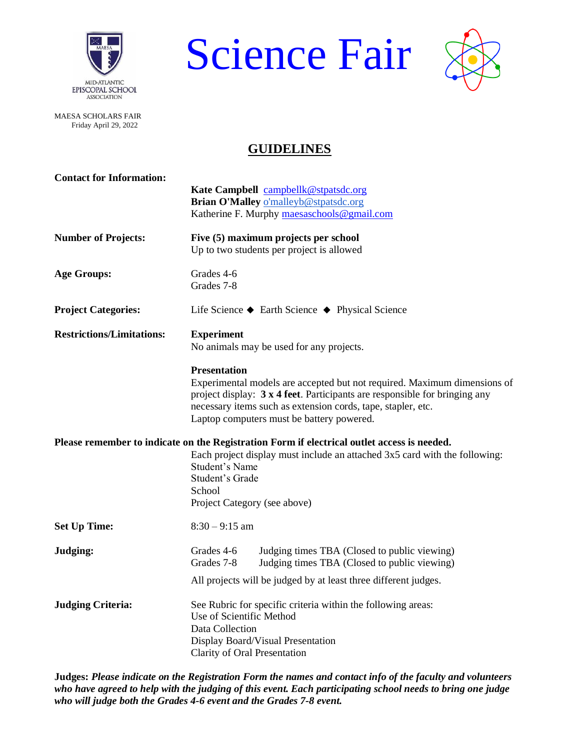MID-ATLANTIC EPISCOPAL SCHOOL ASSOCIATION

# Science Fair

MAESA SCHOLARS FAIR
Friday April 29, 2022

## GUIDELINES

**Contact for Information:**

**Kate Campbell** campbellk@stpatsdc.org
**Brian O'Malley** o'malleyb@stpatsdc.org
Katherine F. Murphy maesaschools@gmail.com

**Number of Projects:**

**Five (5) maximum projects per school**
Up to two students per project is allowed

**Age Groups:**

Grades 4-6
Grades 7-8

**Project Categories:**

Life Science ◆ Earth Science ◆ Physical Science

**Restrictions/Limitations:**

**Experiment**
No animals may be used for any projects.

**Presentation**
Experimental models are accepted but not required. Maximum dimensions of project display: **3 x 4 feet**. Participants are responsible for bringing any necessary items such as extension cords, tape, stapler, etc.
Laptop computers must be battery powered.

**Please remember to indicate on the Registration Form if electrical outlet access is needed.**

Each project display must include an attached 3x5 card with the following:
Student's Name
Student's Grade
School
Project Category (see above)

**Set Up Time:**

8:30 – 9:15 am

**Judging:**

Grades 4-6 Judging times TBA (Closed to public viewing)
Grades 7-8 Judging times TBA (Closed to public viewing)

All projects will be judged by at least three different judges.

**Judging Criteria:**

See Rubric for specific criteria within the following areas:
Use of Scientific Method
Data Collection
Display Board/Visual Presentation
Clarity of Oral Presentation

**Judges:** ***Please indicate on the Registration Form the names and contact info of the faculty and volunteers who have agreed to help with the judging of this event. Each participating school needs to bring one judge who will judge both the Grades 4-6 event and the Grades 7-8 event.***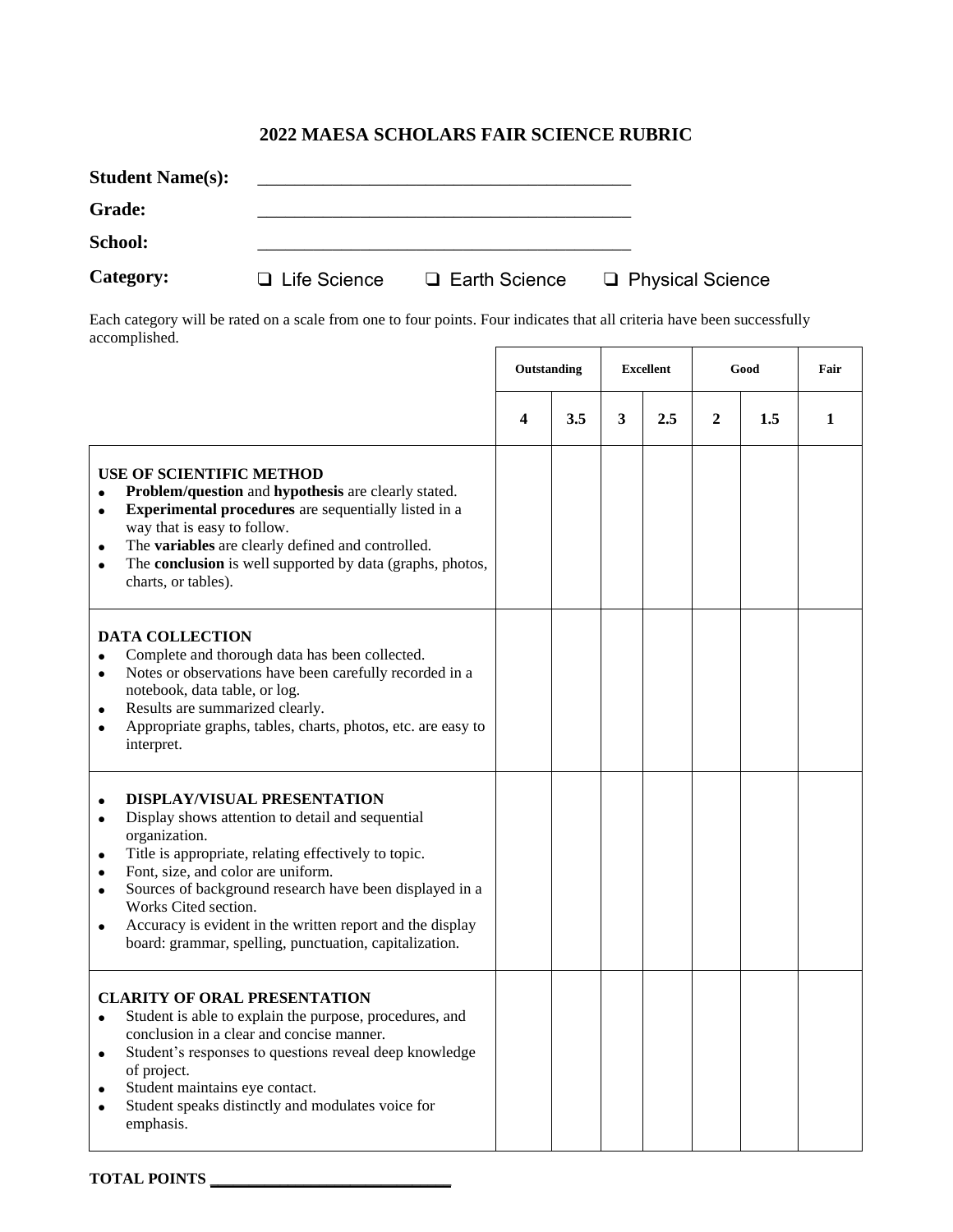# 2022 MAESA SCHOLARS FAIR SCIENCE RUBRIC

**Student Name(s):** ___________________________________________

**Grade:** ___________________________________________

**School:** ___________________________________________

**Category:** ❑ Life Science ❑ Earth Science ❑ Physical Science

Each category will be rated on a scale from one to four points. Four indicates that all criteria have been successfully accomplished.

| | Outstanding | | Excellent | | Good | | Fair |
|---|---|---|---|---|---|---|---|
| | **4** | **3.5** | **3** | **2.5** | **2** | **1.5** | **1** |
| **USE OF SCIENTIFIC METHOD**<br>• **Problem/question** and **hypothesis** are clearly stated.<br>• **Experimental procedures** are sequentially listed in a way that is easy to follow.<br>• The **variables** are clearly defined and controlled.<br>• The **conclusion** is well supported by data (graphs, photos, charts, or tables). | | | | | | | |
| **DATA COLLECTION**<br>• Complete and thorough data has been collected.<br>• Notes or observations have been carefully recorded in a notebook, data table, or log.<br>• Results are summarized clearly.<br>• Appropriate graphs, tables, charts, photos, etc. are easy to interpret. | | | | | | | |
| • **DISPLAY/VISUAL PRESENTATION**<br>• Display shows attention to detail and sequential organization.<br>• Title is appropriate, relating effectively to topic.<br>• Font, size, and color are uniform.<br>• Sources of background research have been displayed in a Works Cited section.<br>• Accuracy is evident in the written report and the display board: grammar, spelling, punctuation, capitalization. | | | | | | | |
| **CLARITY OF ORAL PRESENTATION**<br>• Student is able to explain the purpose, procedures, and conclusion in a clear and concise manner.<br>• Student's responses to questions reveal deep knowledge of project.<br>• Student maintains eye contact.<br>• Student speaks distinctly and modulates voice for emphasis. | | | | | | | |

**TOTAL POINTS** ______________________________